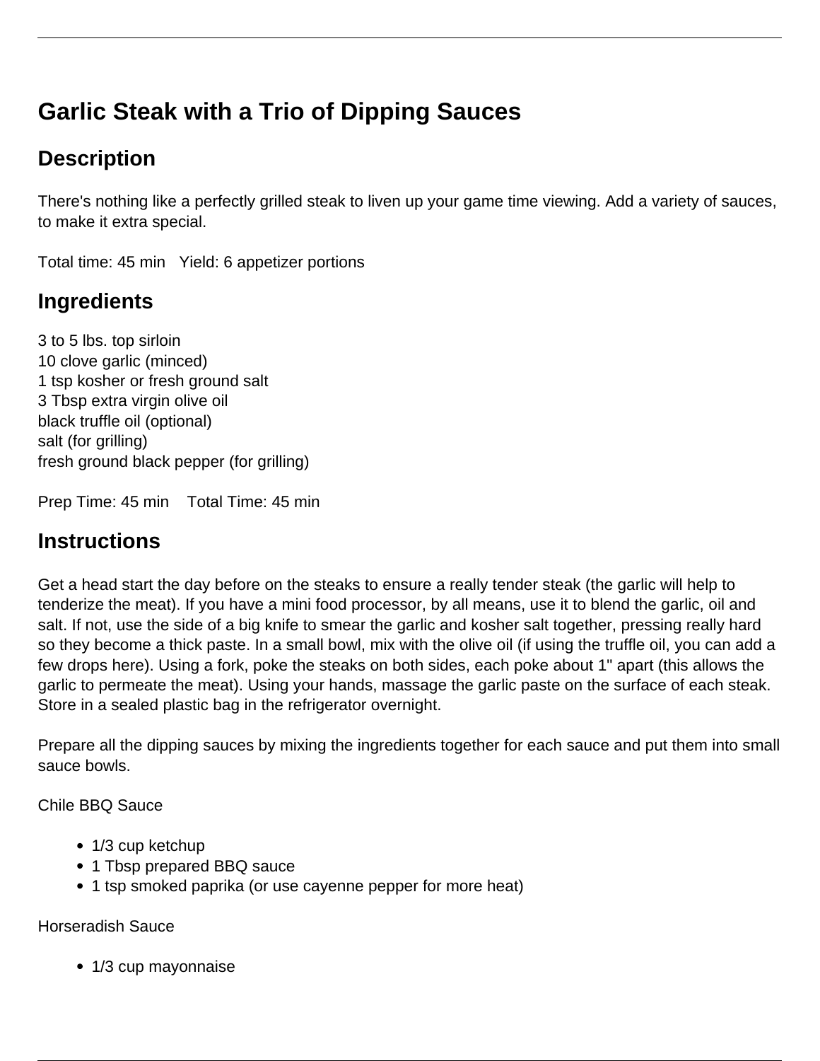# Garlic Steak with a Trio of Dipping Sauces

## Description

There's nothing like a perfectly grilled steak to liven up your game time viewing. Add a variety of sauces, to make it extra special.

Total time: 45 min   Yield: 6 appetizer portions

## Ingredients

3 to 5 lbs. top sirloin
10 clove garlic (minced)
1 tsp kosher or fresh ground salt
3 Tbsp extra virgin olive oil
black truffle oil (optional)
salt (for grilling)
fresh ground black pepper (for grilling)

Prep Time: 45 min    Total Time: 45 min

## Instructions

Get a head start the day before on the steaks to ensure a really tender steak (the garlic will help to tenderize the meat). If you have a mini food processor, by all means, use it to blend the garlic, oil and salt. If not, use the side of a big knife to smear the garlic and kosher salt together, pressing really hard so they become a thick paste. In a small bowl, mix with the olive oil (if using the truffle oil, you can add a few drops here). Using a fork, poke the steaks on both sides, each poke about 1" apart (this allows the garlic to permeate the meat). Using your hands, massage the garlic paste on the surface of each steak. Store in a sealed plastic bag in the refrigerator overnight.

Prepare all the dipping sauces by mixing the ingredients together for each sauce and put them into small sauce bowls.

Chile BBQ Sauce

- 1/3 cup ketchup
- 1 Tbsp prepared BBQ sauce
- 1 tsp smoked paprika (or use cayenne pepper for more heat)

Horseradish Sauce

- 1/3 cup mayonnaise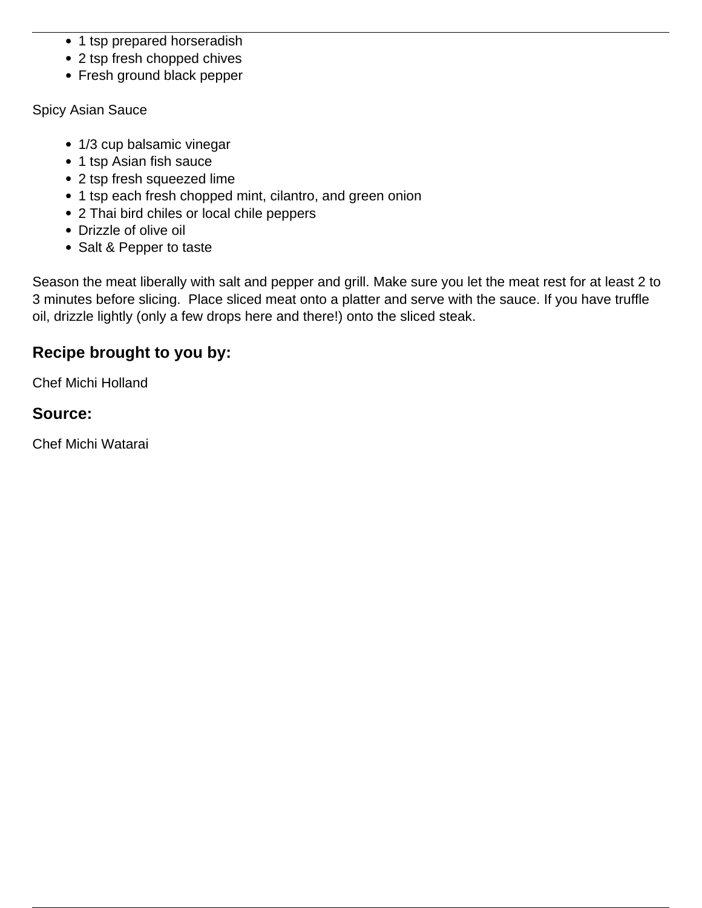- 1 tsp prepared horseradish
- 2 tsp fresh chopped chives
- Fresh ground black pepper

Spicy Asian Sauce

- 1/3 cup balsamic vinegar
- 1 tsp Asian fish sauce
- 2 tsp fresh squeezed lime
- 1 tsp each fresh chopped mint, cilantro, and green onion
- 2 Thai bird chiles or local chile peppers
- Drizzle of olive oil
- Salt & Pepper to taste

Season the meat liberally with salt and pepper and grill. Make sure you let the meat rest for at least 2 to 3 minutes before slicing. Place sliced meat onto a platter and serve with the sauce. If you have truffle oil, drizzle lightly (only a few drops here and there!) onto the sliced steak.

## Recipe brought to you by:

Chef Michi Holland

## Source:

Chef Michi Watarai